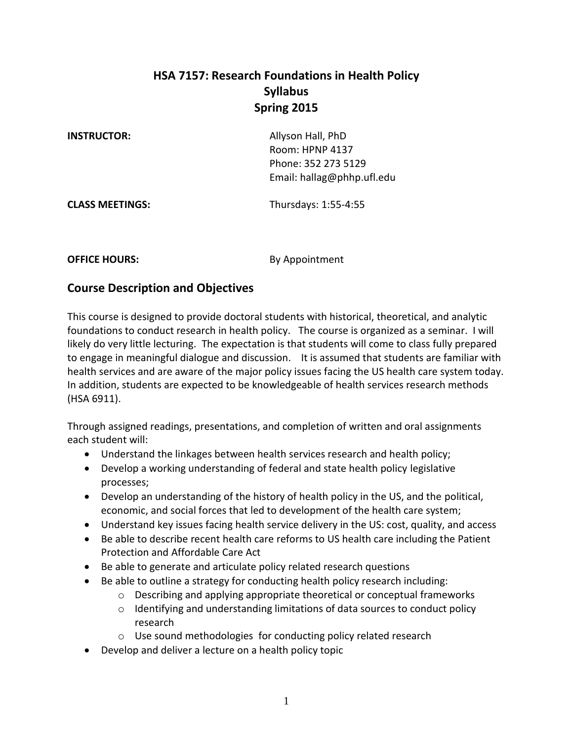# HSA 7157: Research Foundations in Health Policy
# Syllabus
# Spring 2015

**INSTRUCTOR:** Allyson Hall, PhD
Room: HPNP 4137
Phone: 352 273 5129
Email: hallag@phhp.ufl.edu

**CLASS MEETINGS:** Thursdays: 1:55-4:55

**OFFICE HOURS:** By Appointment

## Course Description and Objectives

This course is designed to provide doctoral students with historical, theoretical, and analytic foundations to conduct research in health policy. The course is organized as a seminar. I will likely do very little lecturing. The expectation is that students will come to class fully prepared to engage in meaningful dialogue and discussion. It is assumed that students are familiar with health services and are aware of the major policy issues facing the US health care system today. In addition, students are expected to be knowledgeable of health services research methods (HSA 6911).

Through assigned readings, presentations, and completion of written and oral assignments each student will:

- Understand the linkages between health services research and health policy;
- Develop a working understanding of federal and state health policy legislative processes;
- Develop an understanding of the history of health policy in the US, and the political, economic, and social forces that led to development of the health care system;
- Understand key issues facing health service delivery in the US: cost, quality, and access
- Be able to describe recent health care reforms to US health care including the Patient Protection and Affordable Care Act
- Be able to generate and articulate policy related research questions
- Be able to outline a strategy for conducting health policy research including:
    - Describing and applying appropriate theoretical or conceptual frameworks
    - Identifying and understanding limitations of data sources to conduct policy research
    - Use sound methodologies for conducting policy related research
- Develop and deliver a lecture on a health policy topic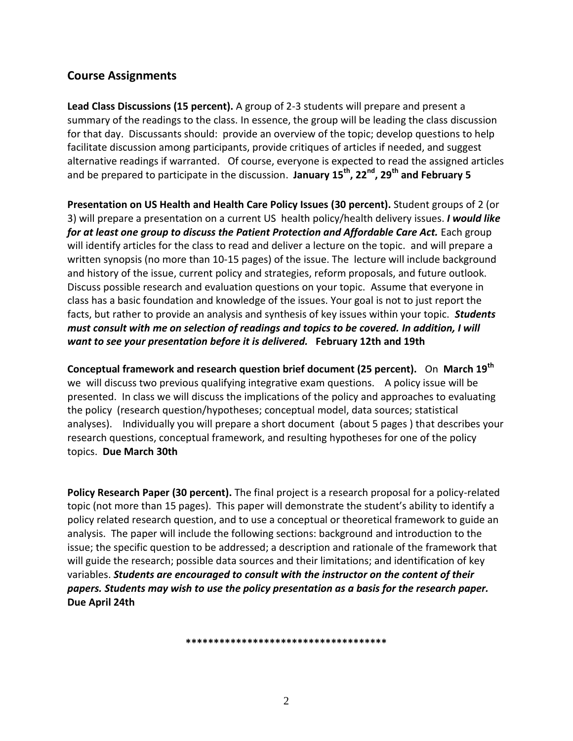## Course Assignments

**Lead Class Discussions (15 percent).** A group of 2-3 students will prepare and present a summary of the readings to the class. In essence, the group will be leading the class discussion for that day. Discussants should: provide an overview of the topic; develop questions to help facilitate discussion among participants, provide critiques of articles if needed, and suggest alternative readings if warranted. Of course, everyone is expected to read the assigned articles and be prepared to participate in the discussion. **January 15th, 22nd, 29th and February 5**

**Presentation on US Health and Health Care Policy Issues (30 percent).** Student groups of 2 (or 3) will prepare a presentation on a current US health policy/health delivery issues. ***I would like for at least one group to discuss the Patient Protection and Affordable Care Act.*** Each group will identify articles for the class to read and deliver a lecture on the topic. and will prepare a written synopsis (no more than 10-15 pages) of the issue. The lecture will include background and history of the issue, current policy and strategies, reform proposals, and future outlook. Discuss possible research and evaluation questions on your topic. Assume that everyone in class has a basic foundation and knowledge of the issues. Your goal is not to just report the facts, but rather to provide an analysis and synthesis of key issues within your topic. ***Students must consult with me on selection of readings and topics to be covered. In addition, I will want to see your presentation before it is delivered.*** **February 12th and 19th**

**Conceptual framework and research question brief document (25 percent).** On **March 19th** we will discuss two previous qualifying integrative exam questions. A policy issue will be presented. In class we will discuss the implications of the policy and approaches to evaluating the policy (research question/hypotheses; conceptual model, data sources; statistical analyses). Individually you will prepare a short document (about 5 pages ) that describes your research questions, conceptual framework, and resulting hypotheses for one of the policy topics. **Due March 30th**

**Policy Research Paper (30 percent).** The final project is a research proposal for a policy-related topic (not more than 15 pages). This paper will demonstrate the student's ability to identify a policy related research question, and to use a conceptual or theoretical framework to guide an analysis. The paper will include the following sections: background and introduction to the issue; the specific question to be addressed; a description and rationale of the framework that will guide the research; possible data sources and their limitations; and identification of key variables. ***Students are encouraged to consult with the instructor on the content of their papers. Students may wish to use the policy presentation as a basis for the research paper.*** **Due April 24th**

************************************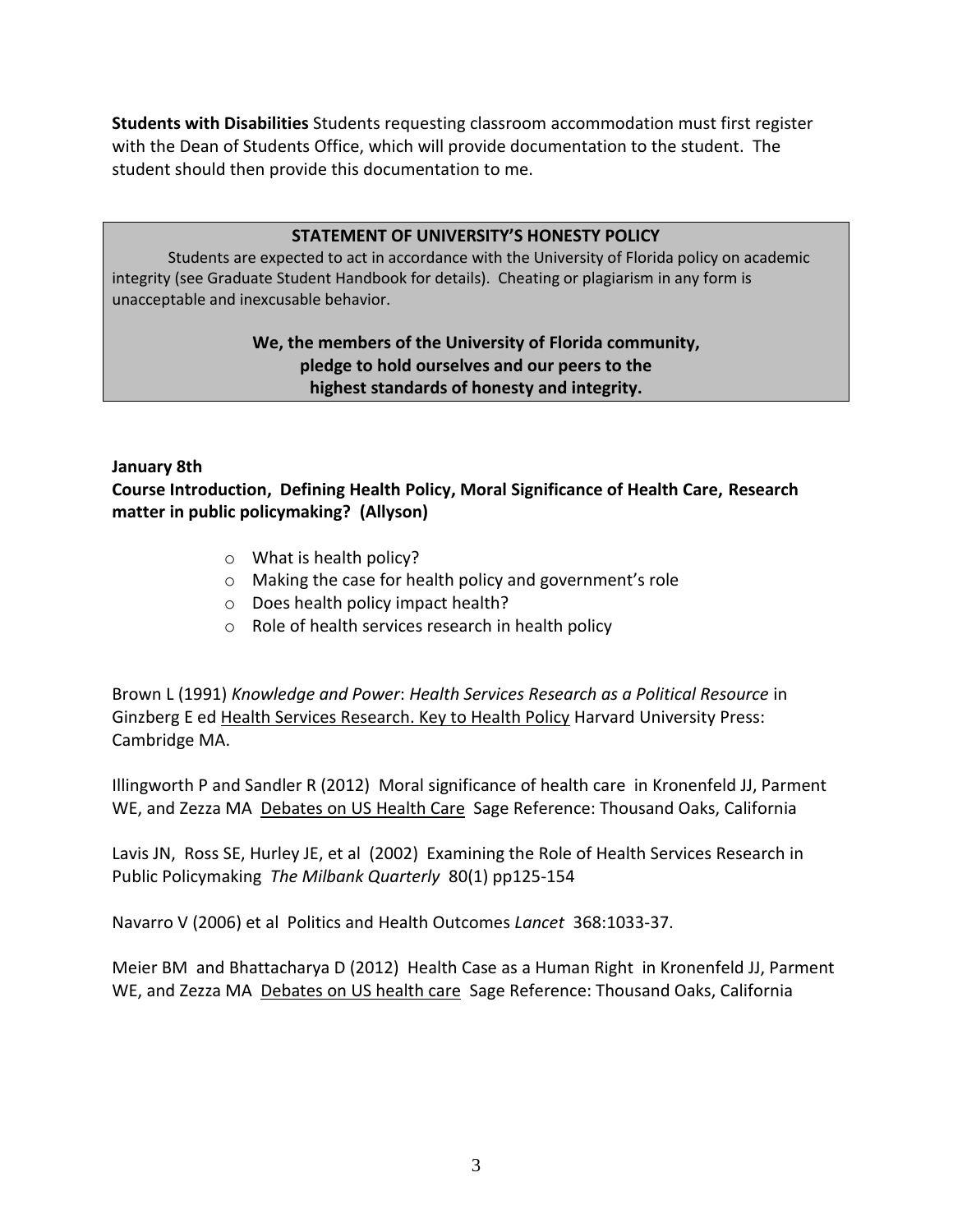**Students with Disabilities** Students requesting classroom accommodation must first register with the Dean of Students Office, which will provide documentation to the student. The student should then provide this documentation to me.

**STATEMENT OF UNIVERSITY'S HONESTY POLICY**

Students are expected to act in accordance with the University of Florida policy on academic integrity (see Graduate Student Handbook for details). Cheating or plagiarism in any form is unacceptable and inexcusable behavior.

**We, the members of the University of Florida community, pledge to hold ourselves and our peers to the highest standards of honesty and integrity.**

**January 8th**
**Course Introduction, Defining Health Policy, Moral Significance of Health Care, Research matter in public policymaking? (Allyson)**

- What is health policy?
- Making the case for health policy and government's role
- Does health policy impact health?
- Role of health services research in health policy

Brown L (1991) *Knowledge and Power*: *Health Services Research as a Political Resource* in Ginzberg E ed Health Services Research. Key to Health Policy Harvard University Press: Cambridge MA.

Illingworth P and Sandler R (2012) Moral significance of health care in Kronenfeld JJ, Parment WE, and Zezza MA Debates on US Health Care Sage Reference: Thousand Oaks, California

Lavis JN, Ross SE, Hurley JE, et al (2002) Examining the Role of Health Services Research in Public Policymaking *The Milbank Quarterly* 80(1) pp125-154

Navarro V (2006) et al Politics and Health Outcomes *Lancet* 368:1033-37.

Meier BM and Bhattacharya D (2012) Health Case as a Human Right in Kronenfeld JJ, Parment WE, and Zezza MA Debates on US health care Sage Reference: Thousand Oaks, California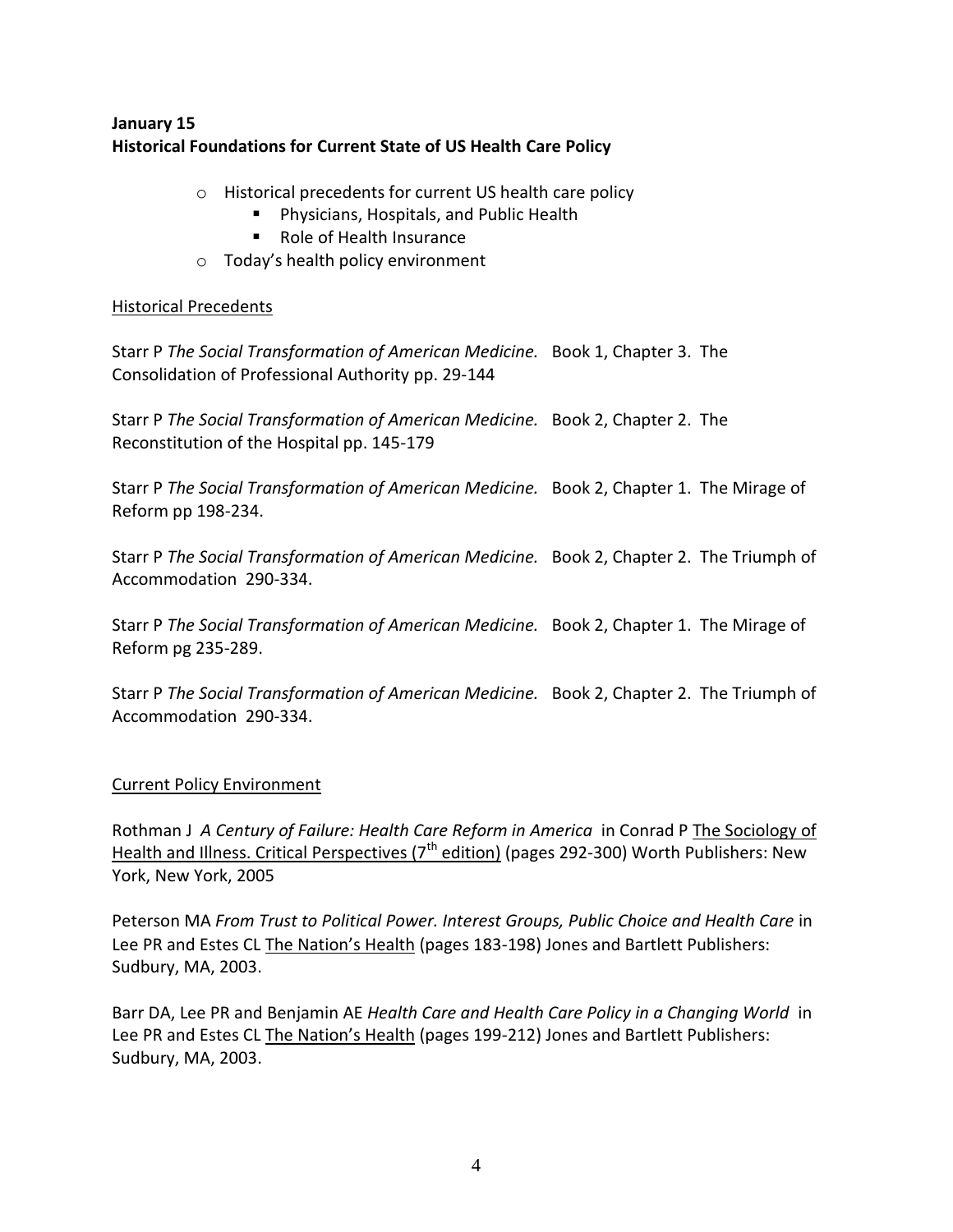**January 15**
**Historical Foundations for Current State of US Health Care Policy**

- Historical precedents for current US health care policy
    - Physicians, Hospitals, and Public Health
    - Role of Health Insurance
- Today's health policy environment

<u>Historical Precedents</u>

Starr P *The Social Transformation of American Medicine.* Book 1, Chapter 3. The Consolidation of Professional Authority pp. 29-144

Starr P *The Social Transformation of American Medicine.* Book 2, Chapter 2. The Reconstitution of the Hospital pp. 145-179

Starr P *The Social Transformation of American Medicine.* Book 2, Chapter 1. The Mirage of Reform pp 198-234.

Starr P *The Social Transformation of American Medicine.* Book 2, Chapter 2. The Triumph of Accommodation 290-334.

Starr P *The Social Transformation of American Medicine.* Book 2, Chapter 1. The Mirage of Reform pg 235-289.

Starr P *The Social Transformation of American Medicine.* Book 2, Chapter 2. The Triumph of Accommodation 290-334.

<u>Current Policy Environment</u>

Rothman J *A Century of Failure: Health Care Reform in America* in Conrad P <u>The Sociology of Health and Illness. Critical Perspectives (7th edition)</u> (pages 292-300) Worth Publishers: New York, New York, 2005

Peterson MA *From Trust to Political Power. Interest Groups, Public Choice and Health Care* in Lee PR and Estes CL <u>The Nation's Health</u> (pages 183-198) Jones and Bartlett Publishers: Sudbury, MA, 2003.

Barr DA, Lee PR and Benjamin AE *Health Care and Health Care Policy in a Changing World* in Lee PR and Estes CL <u>The Nation's Health</u> (pages 199-212) Jones and Bartlett Publishers: Sudbury, MA, 2003.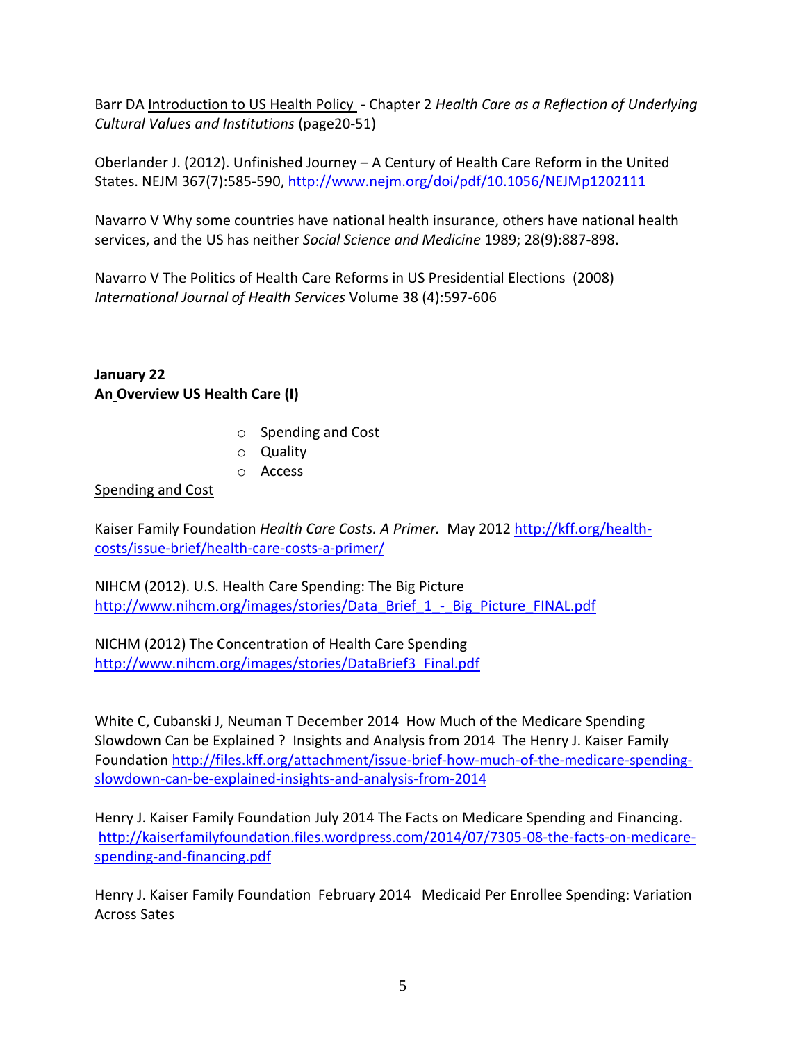Barr DA Introduction to US Health Policy - Chapter 2 *Health Care as a Reflection of Underlying Cultural Values and Institutions* (page20-51)

Oberlander J. (2012). Unfinished Journey – A Century of Health Care Reform in the United States. NEJM 367(7):585-590, http://www.nejm.org/doi/pdf/10.1056/NEJMp1202111

Navarro V Why some countries have national health insurance, others have national health services, and the US has neither *Social Science and Medicine* 1989; 28(9):887-898.

Navarro V The Politics of Health Care Reforms in US Presidential Elections (2008) *International Journal of Health Services* Volume 38 (4):597-606

**January 22**
**An Overview US Health Care (I)**

- Spending and Cost
- Quality
- Access

Spending and Cost

Kaiser Family Foundation *Health Care Costs. A Primer.* May 2012 http://kff.org/health-costs/issue-brief/health-care-costs-a-primer/

NIHCM (2012). U.S. Health Care Spending: The Big Picture http://www.nihcm.org/images/stories/Data_Brief_1_-_Big_Picture_FINAL.pdf

NICHM (2012) The Concentration of Health Care Spending http://www.nihcm.org/images/stories/DataBrief3_Final.pdf

White C, Cubanski J, Neuman T December 2014 How Much of the Medicare Spending Slowdown Can be Explained ? Insights and Analysis from 2014 The Henry J. Kaiser Family Foundation http://files.kff.org/attachment/issue-brief-how-much-of-the-medicare-spending-slowdown-can-be-explained-insights-and-analysis-from-2014

Henry J. Kaiser Family Foundation July 2014 The Facts on Medicare Spending and Financing. http://kaiserfamilyfoundation.files.wordpress.com/2014/07/7305-08-the-facts-on-medicare-spending-and-financing.pdf

Henry J. Kaiser Family Foundation February 2014 Medicaid Per Enrollee Spending: Variation Across Sates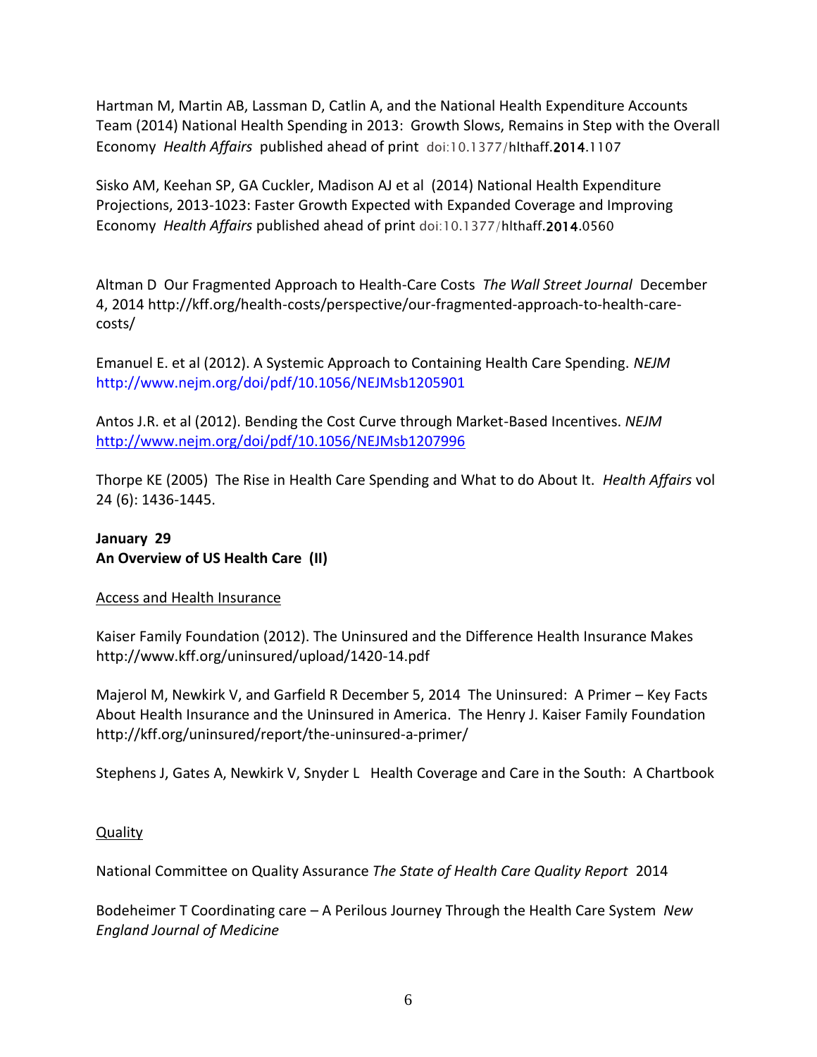Hartman M, Martin AB, Lassman D, Catlin A, and the National Health Expenditure Accounts Team (2014) National Health Spending in 2013: Growth Slows, Remains in Step with the Overall Economy *Health Affairs* published ahead of print doi:10.1377/hlthaff.2014.1107

Sisko AM, Keehan SP, GA Cuckler, Madison AJ et al (2014) National Health Expenditure Projections, 2013-1023: Faster Growth Expected with Expanded Coverage and Improving Economy *Health Affairs* published ahead of print doi:10.1377/hlthaff.2014.0560

Altman D Our Fragmented Approach to Health-Care Costs *The Wall Street Journal* December 4, 2014 http://kff.org/health-costs/perspective/our-fragmented-approach-to-health-care-costs/

Emanuel E. et al (2012). A Systemic Approach to Containing Health Care Spending. *NEJM* http://www.nejm.org/doi/pdf/10.1056/NEJMsb1205901

Antos J.R. et al (2012). Bending the Cost Curve through Market-Based Incentives. *NEJM* http://www.nejm.org/doi/pdf/10.1056/NEJMsb1207996

Thorpe KE (2005) The Rise in Health Care Spending and What to do About It. *Health Affairs* vol 24 (6): 1436-1445.

**January 29**
**An Overview of US Health Care (II)**

Access and Health Insurance

Kaiser Family Foundation (2012). The Uninsured and the Difference Health Insurance Makes http://www.kff.org/uninsured/upload/1420-14.pdf

Majerol M, Newkirk V, and Garfield R December 5, 2014 The Uninsured: A Primer – Key Facts About Health Insurance and the Uninsured in America. The Henry J. Kaiser Family Foundation http://kff.org/uninsured/report/the-uninsured-a-primer/

Stephens J, Gates A, Newkirk V, Snyder L Health Coverage and Care in the South: A Chartbook

Quality

National Committee on Quality Assurance *The State of Health Care Quality Report* 2014

Bodeheimer T Coordinating care – A Perilous Journey Through the Health Care System *New England Journal of Medicine*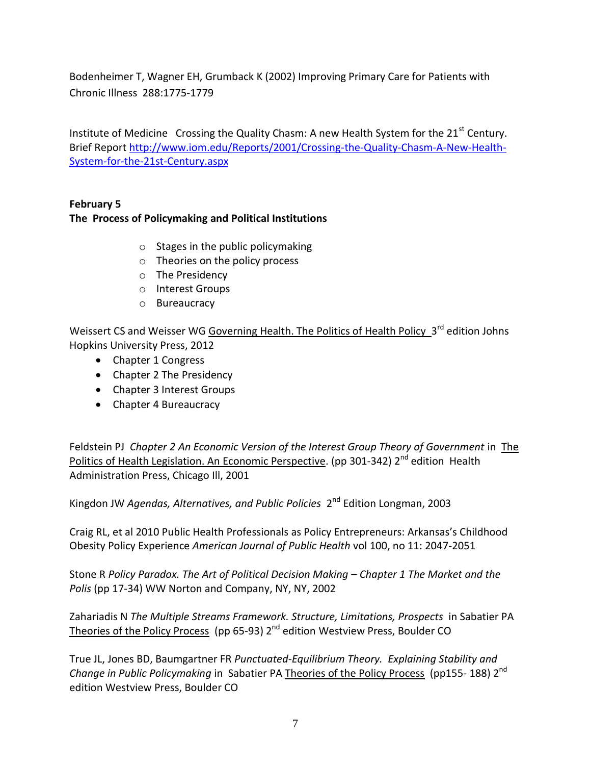Bodenheimer T, Wagner EH, Grumback K (2002) Improving Primary Care for Patients with Chronic Illness 288:1775-1779

Institute of Medicine Crossing the Quality Chasm: A new Health System for the 21st Century. Brief Report http://www.iom.edu/Reports/2001/Crossing-the-Quality-Chasm-A-New-Health-System-for-the-21st-Century.aspx

**February 5**
**The Process of Policymaking and Political Institutions**

- Stages in the public policymaking
- Theories on the policy process
- The Presidency
- Interest Groups
- Bureaucracy

Weissert CS and Weisser WG Governing Health. The Politics of Health Policy 3rd edition Johns Hopkins University Press, 2012

- Chapter 1 Congress
- Chapter 2 The Presidency
- Chapter 3 Interest Groups
- Chapter 4 Bureaucracy

Feldstein PJ *Chapter 2 An Economic Version of the Interest Group Theory of Government* in The Politics of Health Legislation. An Economic Perspective. (pp 301-342) 2nd edition Health Administration Press, Chicago Ill, 2001

Kingdon JW *Agendas, Alternatives, and Public Policies* 2nd Edition Longman, 2003

Craig RL, et al 2010 Public Health Professionals as Policy Entrepreneurs: Arkansas's Childhood Obesity Policy Experience *American Journal of Public Health* vol 100, no 11: 2047-2051

Stone R *Policy Paradox. The Art of Political Decision Making – Chapter 1 The Market and the Polis* (pp 17-34) WW Norton and Company, NY, NY, 2002

Zahariadis N *The Multiple Streams Framework. Structure, Limitations, Prospects* in Sabatier PA Theories of the Policy Process (pp 65-93) 2nd edition Westview Press, Boulder CO

True JL, Jones BD, Baumgartner FR *Punctuated-Equilibrium Theory. Explaining Stability and Change in Public Policymaking* in Sabatier PA Theories of the Policy Process (pp155- 188) 2nd edition Westview Press, Boulder CO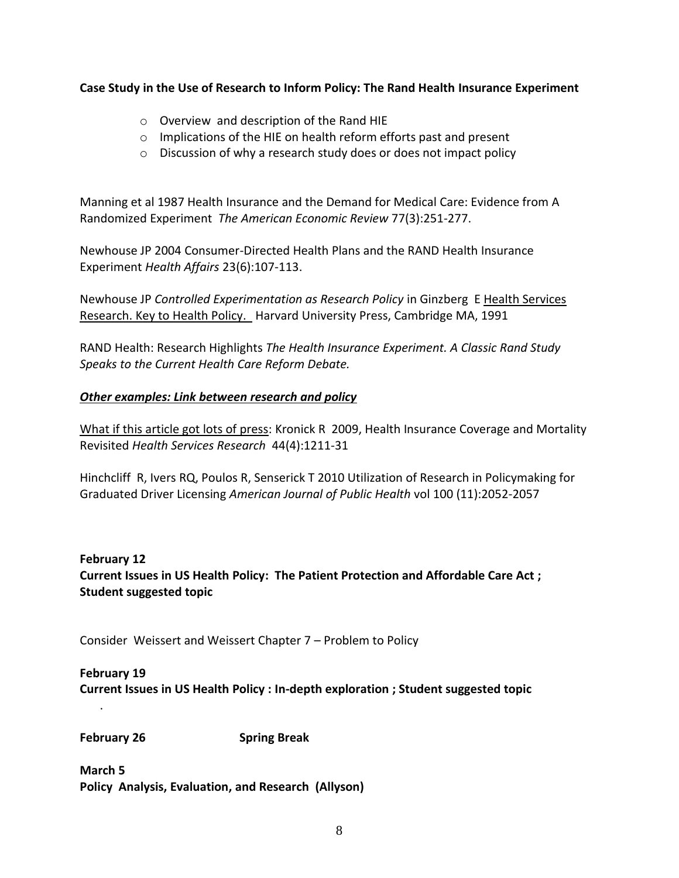**Case Study in the Use of Research to Inform Policy: The Rand Health Insurance Experiment**

- Overview and description of the Rand HIE
- Implications of the HIE on health reform efforts past and present
- Discussion of why a research study does or does not impact policy

Manning et al 1987 Health Insurance and the Demand for Medical Care: Evidence from A Randomized Experiment *The American Economic Review* 77(3):251-277.

Newhouse JP 2004 Consumer-Directed Health Plans and the RAND Health Insurance Experiment *Health Affairs* 23(6):107-113.

Newhouse JP *Controlled Experimentation as Research Policy* in Ginzberg E <u>Health Services Research. Key to Health Policy.</u> Harvard University Press, Cambridge MA, 1991

RAND Health: Research Highlights *The Health Insurance Experiment. A Classic Rand Study Speaks to the Current Health Care Reform Debate.*

***<u>Other examples: Link between research and policy</u>***

<u>What if this article got lots of press</u>: Kronick R 2009, Health Insurance Coverage and Mortality Revisited *Health Services Research* 44(4):1211-31

Hinchcliff R, Ivers RQ, Poulos R, Senserick T 2010 Utilization of Research in Policymaking for Graduated Driver Licensing *American Journal of Public Health* vol 100 (11):2052-2057

**February 12**
**Current Issues in US Health Policy: The Patient Protection and Affordable Care Act ; Student suggested topic**

Consider Weissert and Weissert Chapter 7 – Problem to Policy

**February 19**
**Current Issues in US Health Policy : In-depth exploration ; Student suggested topic**

.

**February 26** **Spring Break**

**March 5**
**Policy Analysis, Evaluation, and Research (Allyson)**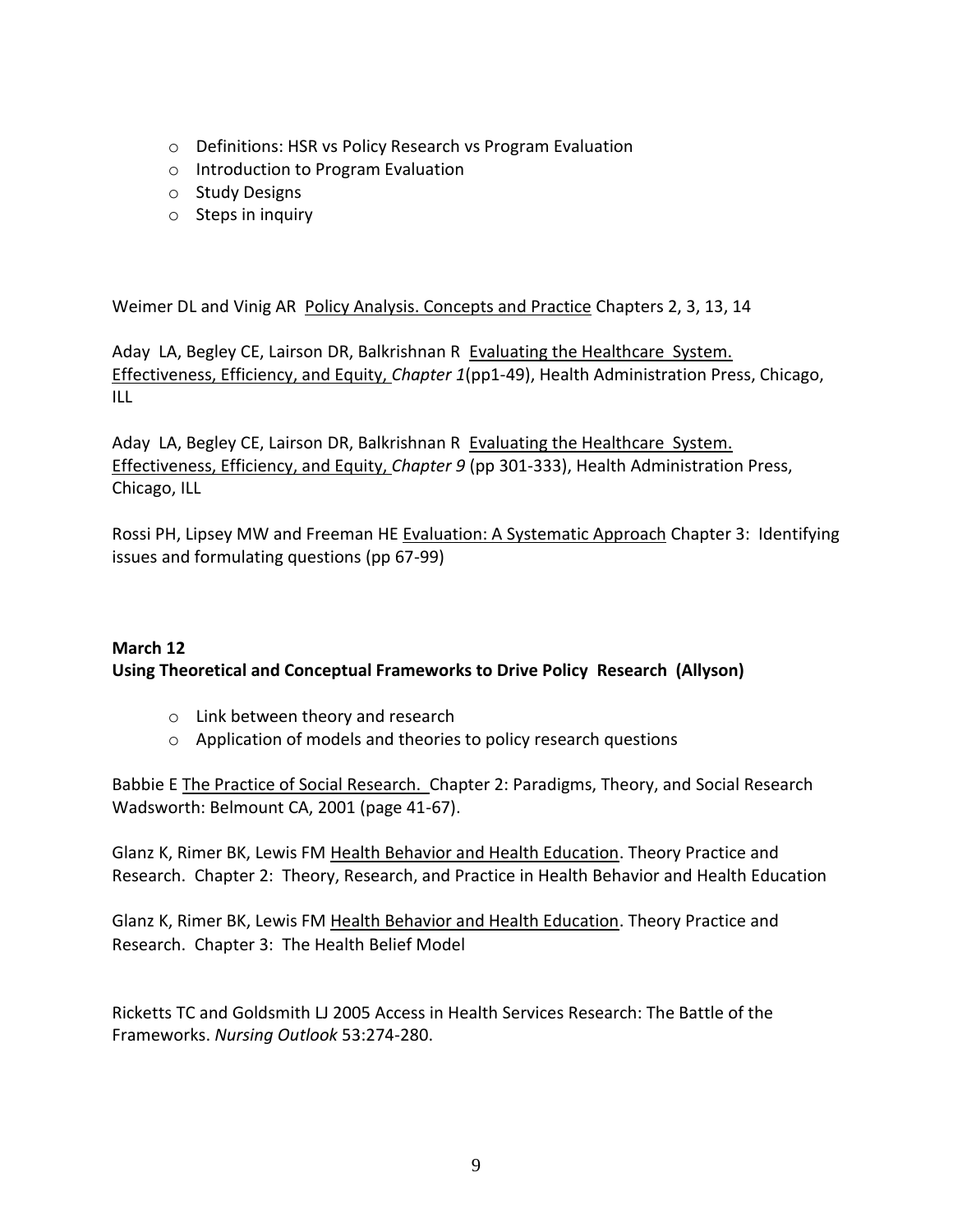- Definitions: HSR vs Policy Research vs Program Evaluation
- Introduction to Program Evaluation
- Study Designs
- Steps in inquiry

Weimer DL and Vinig AR Policy Analysis. Concepts and Practice Chapters 2, 3, 13, 14

Aday LA, Begley CE, Lairson DR, Balkrishnan R Evaluating the Healthcare System. Effectiveness, Efficiency, and Equity, *Chapter 1*(pp1-49), Health Administration Press, Chicago, ILL

Aday LA, Begley CE, Lairson DR, Balkrishnan R Evaluating the Healthcare System. Effectiveness, Efficiency, and Equity, *Chapter 9* (pp 301-333), Health Administration Press, Chicago, ILL

Rossi PH, Lipsey MW and Freeman HE Evaluation: A Systematic Approach Chapter 3: Identifying issues and formulating questions (pp 67-99)

**March 12**
**Using Theoretical and Conceptual Frameworks to Drive Policy Research (Allyson)**

- Link between theory and research
- Application of models and theories to policy research questions

Babbie E The Practice of Social Research. Chapter 2: Paradigms, Theory, and Social Research Wadsworth: Belmount CA, 2001 (page 41-67).

Glanz K, Rimer BK, Lewis FM Health Behavior and Health Education. Theory Practice and Research. Chapter 2: Theory, Research, and Practice in Health Behavior and Health Education

Glanz K, Rimer BK, Lewis FM Health Behavior and Health Education. Theory Practice and Research. Chapter 3: The Health Belief Model

Ricketts TC and Goldsmith LJ 2005 Access in Health Services Research: The Battle of the Frameworks. *Nursing Outlook* 53:274-280.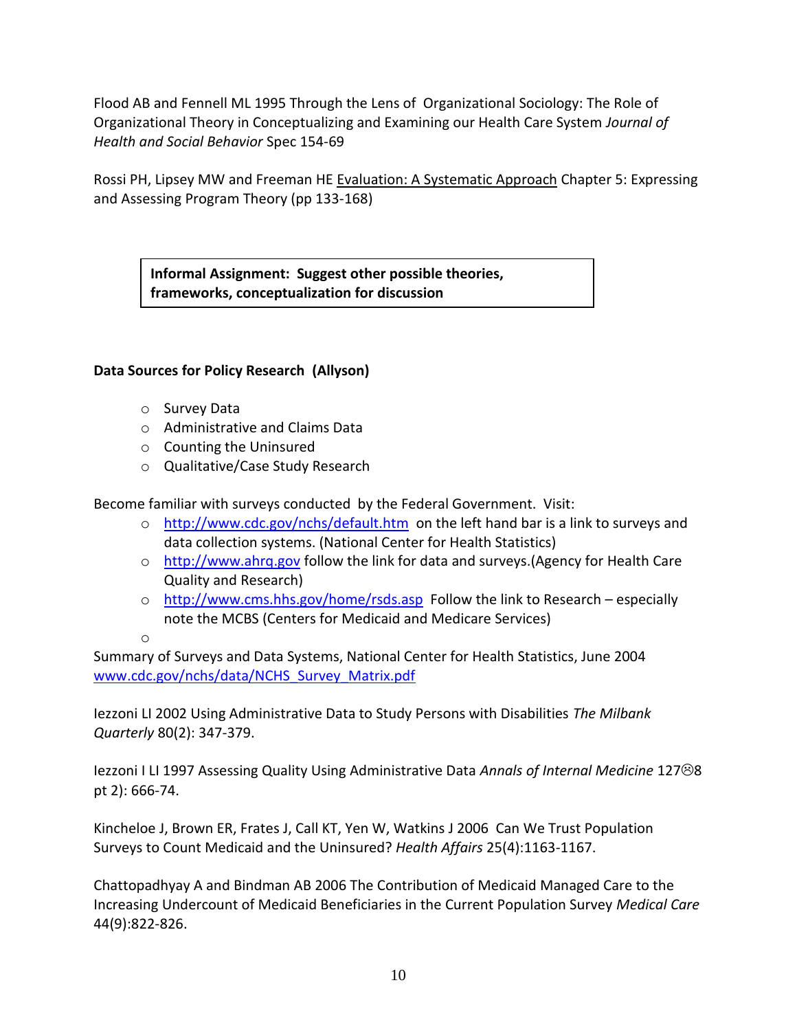Flood AB and Fennell ML 1995 Through the Lens of Organizational Sociology: The Role of Organizational Theory in Conceptualizing and Examining our Health Care System *Journal of Health and Social Behavior* Spec 154-69

Rossi PH, Lipsey MW and Freeman HE Evaluation: A Systematic Approach Chapter 5: Expressing and Assessing Program Theory (pp 133-168)

**Informal Assignment: Suggest other possible theories, frameworks, conceptualization for discussion**

**Data Sources for Policy Research (Allyson)**

- Survey Data
- Administrative and Claims Data
- Counting the Uninsured
- Qualitative/Case Study Research

Become familiar with surveys conducted by the Federal Government. Visit:

- http://www.cdc.gov/nchs/default.htm on the left hand bar is a link to surveys and data collection systems. (National Center for Health Statistics)
- http://www.ahrq.gov follow the link for data and surveys.(Agency for Health Care Quality and Research)
- http://www.cms.hhs.gov/home/rsds.asp Follow the link to Research – especially note the MCBS (Centers for Medicaid and Medicare Services)
-

Summary of Surveys and Data Systems, National Center for Health Statistics, June 2004 www.cdc.gov/nchs/data/NCHS_Survey_Matrix.pdf

Iezzoni LI 2002 Using Administrative Data to Study Persons with Disabilities *The Milbank Quarterly* 80(2): 347-379.

Iezzoni I LI 1997 Assessing Quality Using Administrative Data *Annals of Internal Medicine* 127☹8 pt 2): 666-74.

Kincheloe J, Brown ER, Frates J, Call KT, Yen W, Watkins J 2006 Can We Trust Population Surveys to Count Medicaid and the Uninsured? *Health Affairs* 25(4):1163-1167.

Chattopadhyay A and Bindman AB 2006 The Contribution of Medicaid Managed Care to the Increasing Undercount of Medicaid Beneficiaries in the Current Population Survey *Medical Care* 44(9):822-826.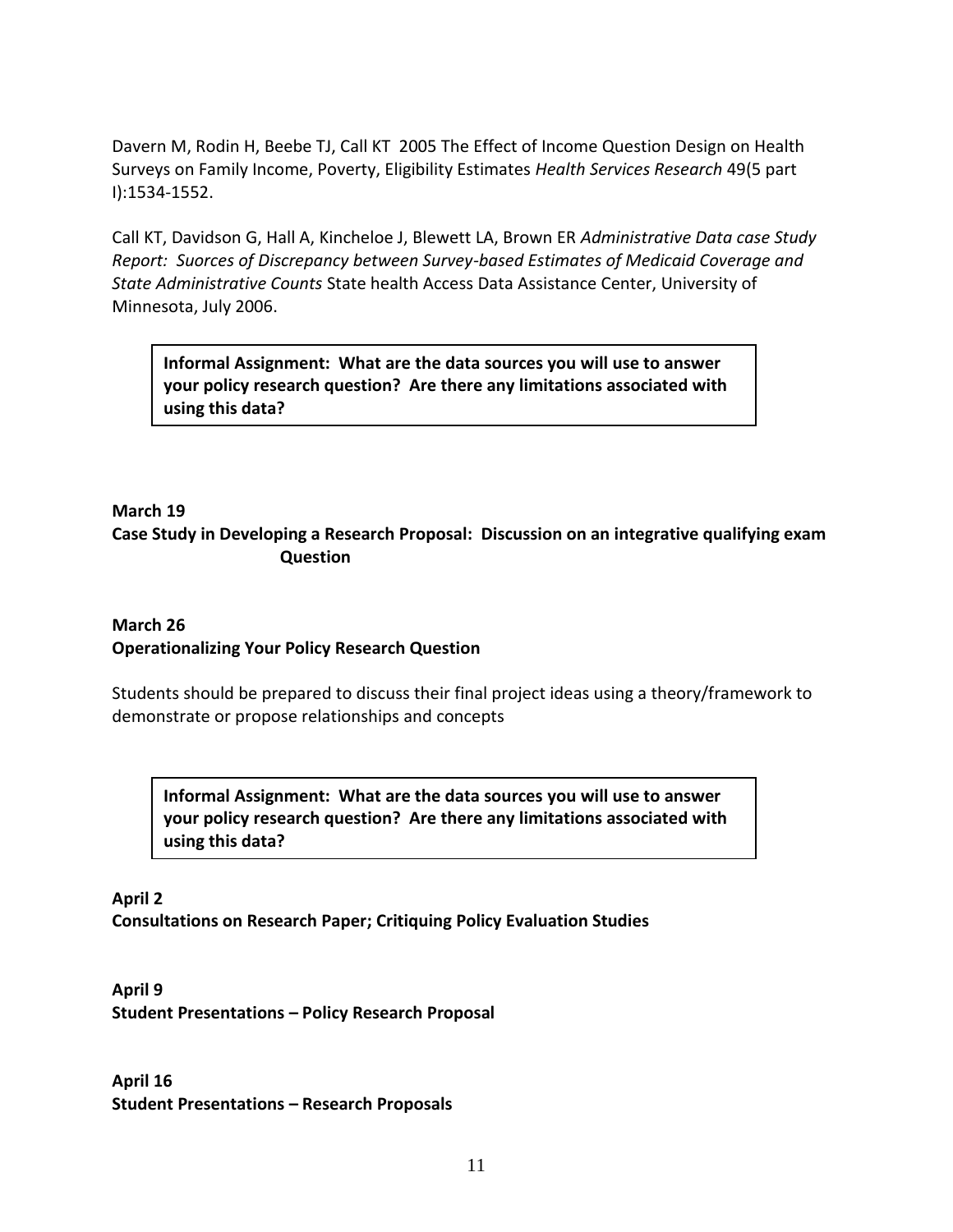Davern M, Rodin H, Beebe TJ, Call KT 2005 The Effect of Income Question Design on Health Surveys on Family Income, Poverty, Eligibility Estimates *Health Services Research* 49(5 part I):1534-1552.

Call KT, Davidson G, Hall A, Kincheloe J, Blewett LA, Brown ER *Administrative Data case Study Report: Suorces of Discrepancy between Survey-based Estimates of Medicaid Coverage and State Administrative Counts* State health Access Data Assistance Center, University of Minnesota, July 2006.

**Informal Assignment: What are the data sources you will use to answer your policy research question? Are there any limitations associated with using this data?**

**March 19**
**Case Study in Developing a Research Proposal: Discussion on an integrative qualifying exam Question**

**March 26**
**Operationalizing Your Policy Research Question**

Students should be prepared to discuss their final project ideas using a theory/framework to demonstrate or propose relationships and concepts

**Informal Assignment: What are the data sources you will use to answer your policy research question? Are there any limitations associated with using this data?**

**April 2**
**Consultations on Research Paper; Critiquing Policy Evaluation Studies**

**April 9**
**Student Presentations – Policy Research Proposal**

**April 16**
**Student Presentations – Research Proposals**